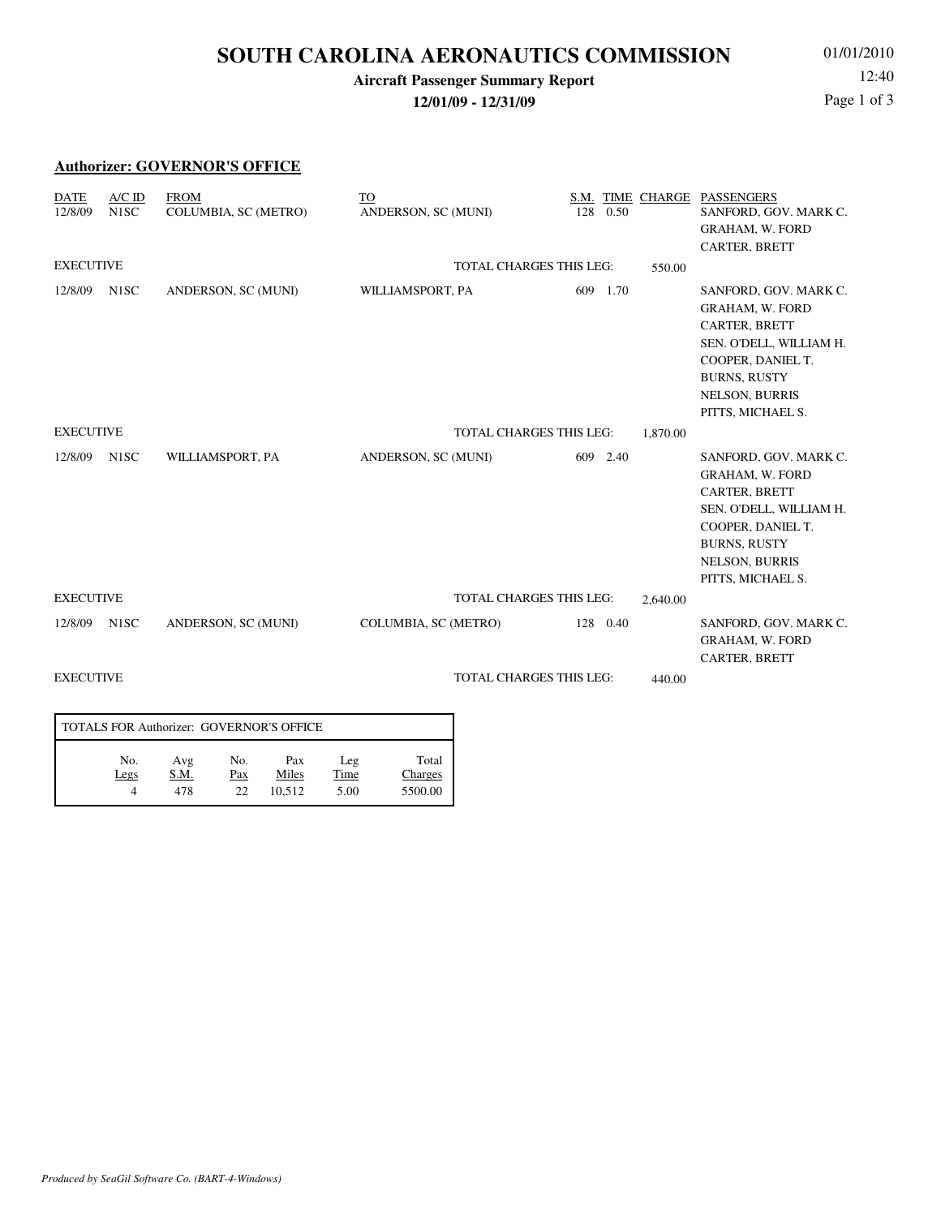# SOUTH CAROLINA AERONAUTICS COMMISSION

**Aircraft Passenger Summary Report**

**12/01/09 - 12/31/09**

01/01/2010
12:40

## Authorizer: GOVERNOR'S OFFICE

| DATE | A/C ID | FROM | TO | S.M. | TIME | CHARGE | PASSENGERS |
|---|---|---|---|---|---|---|---|
| 12/8/09 | N1SC | COLUMBIA, SC (METRO) | ANDERSON, SC (MUNI) | 128 | 0.50 | | SANFORD, GOV. MARK C.<br>GRAHAM, W. FORD<br>CARTER, BRETT |
| EXECUTIVE | | | TOTAL CHARGES THIS LEG: | | | 550.00 | |
| 12/8/09 | N1SC | ANDERSON, SC (MUNI) | WILLIAMSPORT, PA | 609 | 1.70 | | SANFORD, GOV. MARK C.<br>GRAHAM, W. FORD<br>CARTER, BRETT<br>SEN. O'DELL, WILLIAM H.<br>COOPER, DANIEL T.<br>BURNS, RUSTY<br>NELSON, BURRIS<br>PITTS, MICHAEL S. |
| EXECUTIVE | | | TOTAL CHARGES THIS LEG: | | | 1,870.00 | |
| 12/8/09 | N1SC | WILLIAMSPORT, PA | ANDERSON, SC (MUNI) | 609 | 2.40 | | SANFORD, GOV. MARK C.<br>GRAHAM, W. FORD<br>CARTER, BRETT<br>SEN. O'DELL, WILLIAM H.<br>COOPER, DANIEL T.<br>BURNS, RUSTY<br>NELSON, BURRIS<br>PITTS, MICHAEL S. |
| EXECUTIVE | | | TOTAL CHARGES THIS LEG: | | | 2,640.00 | |
| 12/8/09 | N1SC | ANDERSON, SC (MUNI) | COLUMBIA, SC (METRO) | 128 | 0.40 | | SANFORD, GOV. MARK C.<br>GRAHAM, W. FORD<br>CARTER, BRETT |
| EXECUTIVE | | | TOTAL CHARGES THIS LEG: | | | 440.00 | |

**TOTALS FOR Authorizer: GOVERNOR'S OFFICE**

| No. Legs | Avg S.M. | No. Pax | Pax Miles | Leg Time | Total Charges |
|---|---|---|---|---|---|
| 4 | 478 | 22 | 10,512 | 5.00 | 5500.00 |

*Produced by SeaGil Software Co. (BART-4-Windows)*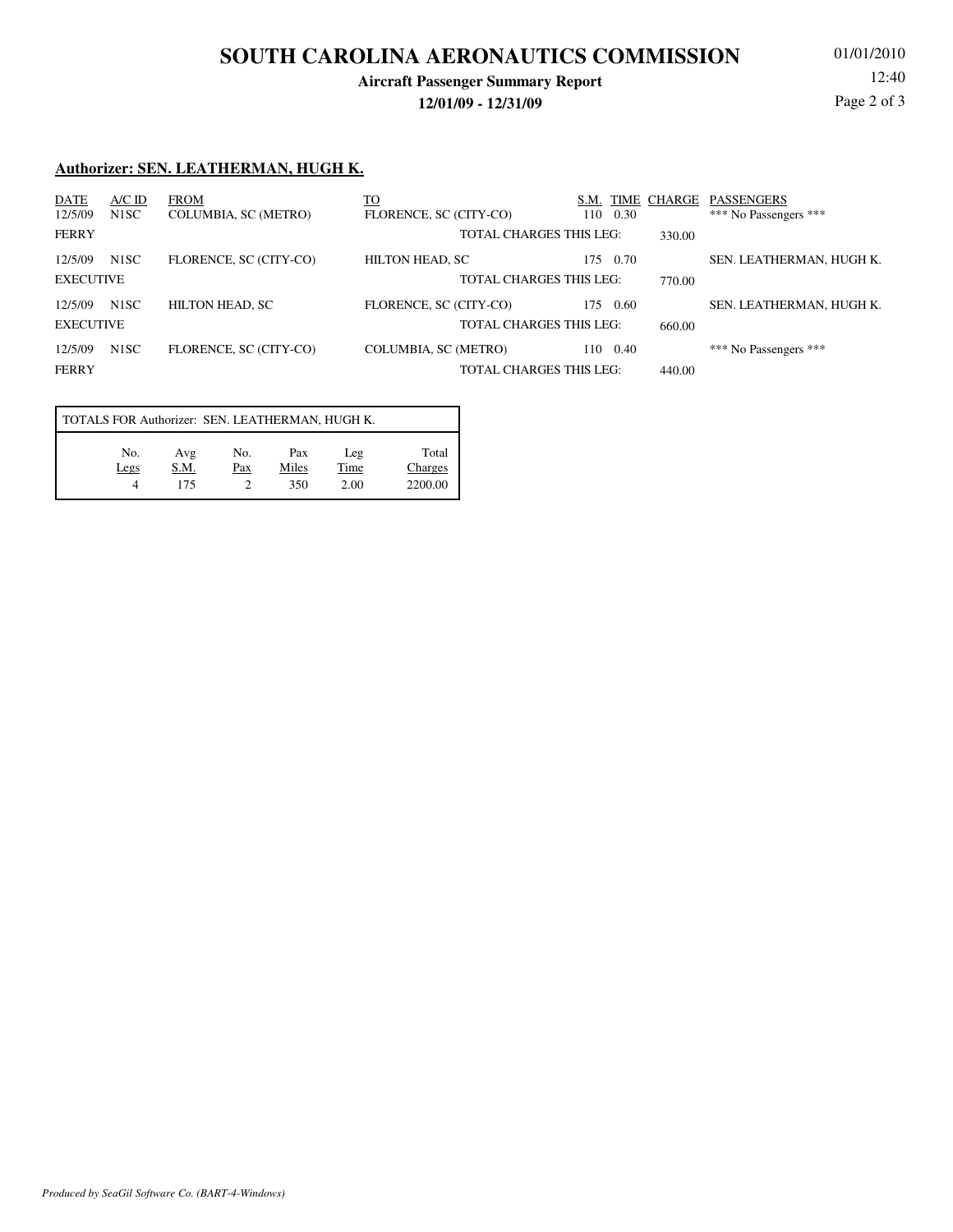# SOUTH CAROLINA AERONAUTICS COMMISSION

**Aircraft Passenger Summary Report**

**12/01/09 - 12/31/09**

01/01/2010
12:40

## Authorizer: SEN. LEATHERMAN, HUGH K.

| DATE | A/C ID | FROM | TO | S.M. | TIME | CHARGE | PASSENGERS |
|---|---|---|---|---|---|---|---|
| 12/5/09 | N1SC | COLUMBIA, SC (METRO) | FLORENCE, SC (CITY-CO) | 110 | 0.30 | | *** No Passengers *** |
| FERRY | | | TOTAL CHARGES THIS LEG: | | | 330.00 | |
| 12/5/09 | N1SC | FLORENCE, SC (CITY-CO) | HILTON HEAD, SC | 175 | 0.70 | | SEN. LEATHERMAN, HUGH K. |
| EXECUTIVE | | | TOTAL CHARGES THIS LEG: | | | 770.00 | |
| 12/5/09 | N1SC | HILTON HEAD, SC | FLORENCE, SC (CITY-CO) | 175 | 0.60 | | SEN. LEATHERMAN, HUGH K. |
| EXECUTIVE | | | TOTAL CHARGES THIS LEG: | | | 660.00 | |
| 12/5/09 | N1SC | FLORENCE, SC (CITY-CO) | COLUMBIA, SC (METRO) | 110 | 0.40 | | *** No Passengers *** |
| FERRY | | | TOTAL CHARGES THIS LEG: | | | 440.00 | |

TOTALS FOR Authorizer: SEN. LEATHERMAN, HUGH K.

| No. Legs | Avg S.M. | No. Pax | Pax Miles | Leg Time | Total Charges |
|---|---|---|---|---|---|
| 4 | 175 | 2 | 350 | 2.00 | 2200.00 |

*Produced by SeaGil Software Co. (BART-4-Windows)*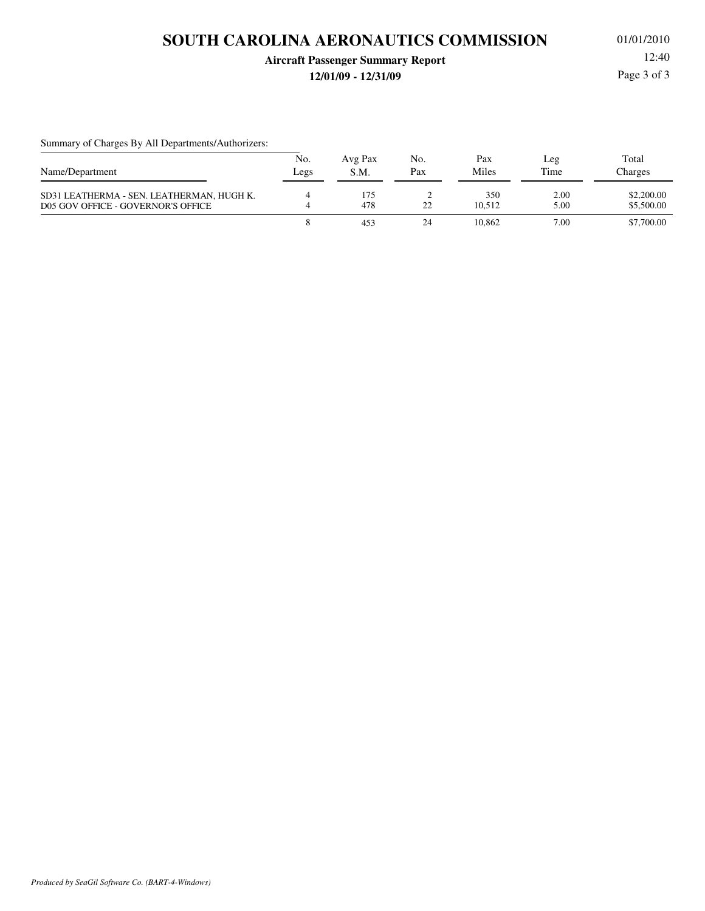# SOUTH CAROLINA AERONAUTICS COMMISSION

**Aircraft Passenger Summary Report**

**12/01/09 - 12/31/09**

01/01/2010
12:40

Summary of Charges By All Departments/Authorizers:

| Name/Department | No. Legs | Avg Pax S.M. | No. Pax | Pax Miles | Leg Time | Total Charges |
|---|---|---|---|---|---|---|
| SD31 LEATHERMA - SEN. LEATHERMAN, HUGH K. | 4 | 175 | 2 | 350 | 2.00 | $2,200.00 |
| D05 GOV OFFICE - GOVERNOR'S OFFICE | 4 | 478 | 22 | 10,512 | 5.00 | $5,500.00 |
| | 8 | 453 | 24 | 10,862 | 7.00 | $7,700.00 |

*Produced by SeaGil Software Co. (BART-4-Windows)*